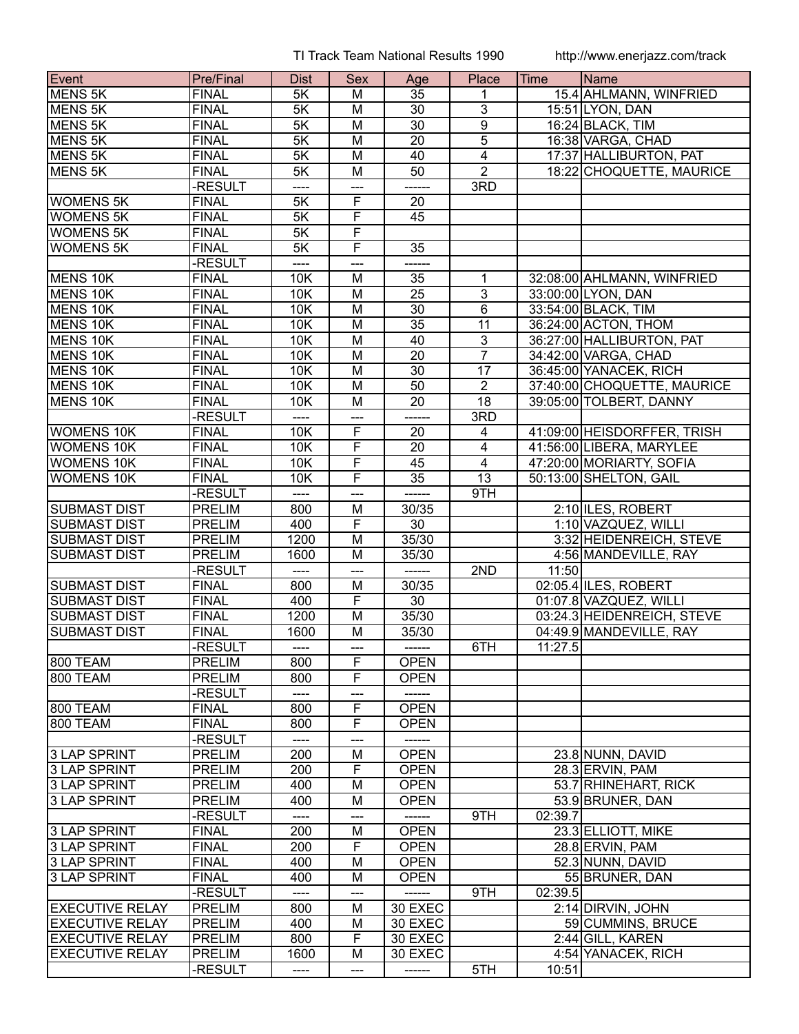TI Track Team National Results 1990 http://www.enerjazz.com/track

| Event | Pre/Final | Dist | Sex | Age | Place | Time | Name |
|---|---|---|---|---|---|---|---|
| MENS 5K | FINAL | 5K | M | 35 | 1 | 15.4 | AHLMANN, WINFRIED |
| MENS 5K | FINAL | 5K | M | 30 | 3 | 15:51 | LYON, DAN |
| MENS 5K | FINAL | 5K | M | 30 | 9 | 16:24 | BLACK, TIM |
| MENS 5K | FINAL | 5K | M | 20 | 5 | 16:38 | VARGA, CHAD |
| MENS 5K | FINAL | 5K | M | 40 | 4 | 17:37 | HALLIBURTON, PAT |
| MENS 5K | FINAL | 5K | M | 50 | 2 | 18:22 | CHOQUETTE, MAURICE |
| | -RESULT | ---- | --- | ------ | 3RD | | |
| WOMENS 5K | FINAL | 5K | F | 20 | | | |
| WOMENS 5K | FINAL | 5K | F | 45 | | | |
| WOMENS 5K | FINAL | 5K | F | | | | |
| WOMENS 5K | FINAL | 5K | F | 35 | | | |
| | -RESULT | ---- | --- | ------ | | | |
| MENS 10K | FINAL | 10K | M | 35 | 1 | 32:08:00 | AHLMANN, WINFRIED |
| MENS 10K | FINAL | 10K | M | 25 | 3 | 33:00:00 | LYON, DAN |
| MENS 10K | FINAL | 10K | M | 30 | 6 | 33:54:00 | BLACK, TIM |
| MENS 10K | FINAL | 10K | M | 35 | 11 | 36:24:00 | ACTON, THOM |
| MENS 10K | FINAL | 10K | M | 40 | 3 | 36:27:00 | HALLIBURTON, PAT |
| MENS 10K | FINAL | 10K | M | 20 | 7 | 34:42:00 | VARGA, CHAD |
| MENS 10K | FINAL | 10K | M | 30 | 17 | 36:45:00 | YANACEK, RICH |
| MENS 10K | FINAL | 10K | M | 50 | 2 | 37:40:00 | CHOQUETTE, MAURICE |
| MENS 10K | FINAL | 10K | M | 20 | 18 | 39:05:00 | TOLBERT, DANNY |
| | -RESULT | ---- | --- | ------ | 3RD | | |
| WOMENS 10K | FINAL | 10K | F | 20 | 4 | 41:09:00 | HEISDORFFER, TRISH |
| WOMENS 10K | FINAL | 10K | F | 20 | 4 | 41:56:00 | LIBERA, MARYLEE |
| WOMENS 10K | FINAL | 10K | F | 45 | 4 | 47:20:00 | MORIARTY, SOFIA |
| WOMENS 10K | FINAL | 10K | F | 35 | 13 | 50:13:00 | SHELTON, GAIL |
| | -RESULT | ---- | --- | ------ | 9TH | | |
| SUBMAST DIST | PRELIM | 800 | M | 30/35 | | 2:10 | ILES, ROBERT |
| SUBMAST DIST | PRELIM | 400 | F | 30 | | 1:10 | VAZQUEZ, WILLI |
| SUBMAST DIST | PRELIM | 1200 | M | 35/30 | | 3:32 | HEIDENREICH, STEVE |
| SUBMAST DIST | PRELIM | 1600 | M | 35/30 | | 4:56 | MANDEVILLE, RAY |
| | -RESULT | ---- | --- | ------ | 2ND | 11:50 | |
| SUBMAST DIST | FINAL | 800 | M | 30/35 | | 02:05.4 | ILES, ROBERT |
| SUBMAST DIST | FINAL | 400 | F | 30 | | 01:07.8 | VAZQUEZ, WILLI |
| SUBMAST DIST | FINAL | 1200 | M | 35/30 | | 03:24.3 | HEIDENREICH, STEVE |
| SUBMAST DIST | FINAL | 1600 | M | 35/30 | | 04:49.9 | MANDEVILLE, RAY |
| | -RESULT | ---- | --- | ------ | 6TH | 11:27.5 | |
| 800 TEAM | PRELIM | 800 | F | OPEN | | | |
| 800 TEAM | PRELIM | 800 | F | OPEN | | | |
| | -RESULT | ---- | --- | ------ | | | |
| 800 TEAM | FINAL | 800 | F | OPEN | | | |
| 800 TEAM | FINAL | 800 | F | OPEN | | | |
| | -RESULT | ---- | --- | ------ | | | |
| 3 LAP SPRINT | PRELIM | 200 | M | OPEN | | 23.8 | NUNN, DAVID |
| 3 LAP SPRINT | PRELIM | 200 | F | OPEN | | 28.3 | ERVIN, PAM |
| 3 LAP SPRINT | PRELIM | 400 | M | OPEN | | 53.7 | RHINEHART, RICK |
| 3 LAP SPRINT | PRELIM | 400 | M | OPEN | | 53.9 | BRUNER, DAN |
| | -RESULT | ---- | --- | ------ | 9TH | 02:39.7 | |
| 3 LAP SPRINT | FINAL | 200 | M | OPEN | | 23.3 | ELLIOTT, MIKE |
| 3 LAP SPRINT | FINAL | 200 | F | OPEN | | 28.8 | ERVIN, PAM |
| 3 LAP SPRINT | FINAL | 400 | M | OPEN | | 52.3 | NUNN, DAVID |
| 3 LAP SPRINT | FINAL | 400 | M | OPEN | | 55 | BRUNER, DAN |
| | -RESULT | ---- | --- | ------ | 9TH | 02:39.5 | |
| EXECUTIVE RELAY | PRELIM | 800 | M | 30 EXEC | | 2:14 | DIRVIN, JOHN |
| EXECUTIVE RELAY | PRELIM | 400 | M | 30 EXEC | | 59 | CUMMINS, BRUCE |
| EXECUTIVE RELAY | PRELIM | 800 | F | 30 EXEC | | 2:44 | GILL, KAREN |
| EXECUTIVE RELAY | PRELIM | 1600 | M | 30 EXEC | | 4:54 | YANACEK, RICH |
| | -RESULT | ---- | --- | ------ | 5TH | 10:51 | |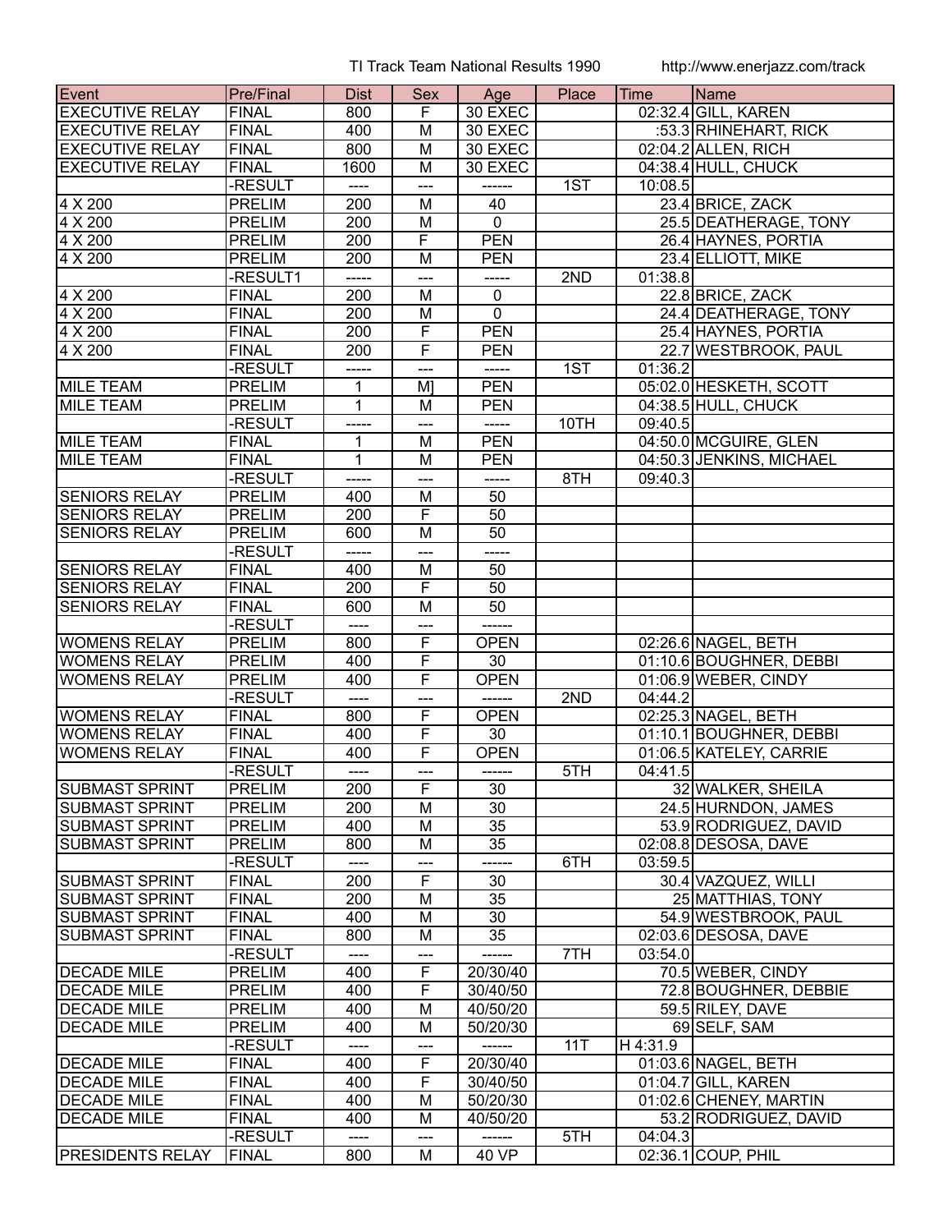| Event | Pre/Final | Dist | Sex | Age | Place | Time | Name |
| --- | --- | --- | --- | --- | --- | --- | --- |
| EXECUTIVE RELAY | FINAL | 800 | F | 30 EXEC | | 02:32.4 | GILL, KAREN |
| EXECUTIVE RELAY | FINAL | 400 | M | 30 EXEC | | :53.3 | RHINEHART, RICK |
| EXECUTIVE RELAY | FINAL | 800 | M | 30 EXEC | | 02:04.2 | ALLEN, RICH |
| EXECUTIVE RELAY | FINAL | 1600 | M | 30 EXEC | | 04:38.4 | HULL, CHUCK |
| | -RESULT | ---- | --- | ------ | 1ST | 10:08.5 | |
| 4 X 200 | PRELIM | 200 | M | 40 | | 23.4 | BRICE, ZACK |
| 4 X 200 | PRELIM | 200 | M | 0 | | 25.5 | DEATHERAGE, TONY |
| 4 X 200 | PRELIM | 200 | F | PEN | | 26.4 | HAYNES, PORTIA |
| 4 X 200 | PRELIM | 200 | M | PEN | | 23.4 | ELLIOTT, MIKE |
| | -RESULT1 | ----- | --- | ----- | 2ND | 01:38.8 | |
| 4 X 200 | FINAL | 200 | M | 0 | | 22.8 | BRICE, ZACK |
| 4 X 200 | FINAL | 200 | M | 0 | | 24.4 | DEATHERAGE, TONY |
| 4 X 200 | FINAL | 200 | F | PEN | | 25.4 | HAYNES, PORTIA |
| 4 X 200 | FINAL | 200 | F | PEN | | 22.7 | WESTBROOK, PAUL |
| | -RESULT | ----- | --- | ----- | 1ST | 01:36.2 | |
| MILE TEAM | PRELIM | 1 | M] | PEN | | 05:02.0 | HESKETH, SCOTT |
| MILE TEAM | PRELIM | 1 | M | PEN | | 04:38.5 | HULL, CHUCK |
| | -RESULT | ----- | --- | ----- | 10TH | 09:40.5 | |
| MILE TEAM | FINAL | 1 | M | PEN | | 04:50.0 | MCGUIRE, GLEN |
| MILE TEAM | FINAL | 1 | M | PEN | | 04:50.3 | JENKINS, MICHAEL |
| | -RESULT | ----- | --- | ----- | 8TH | 09:40.3 | |
| SENIORS RELAY | PRELIM | 400 | M | 50 | | | |
| SENIORS RELAY | PRELIM | 200 | F | 50 | | | |
| SENIORS RELAY | PRELIM | 600 | M | 50 | | | |
| | -RESULT | ----- | --- | ----- | | | |
| SENIORS RELAY | FINAL | 400 | M | 50 | | | |
| SENIORS RELAY | FINAL | 200 | F | 50 | | | |
| SENIORS RELAY | FINAL | 600 | M | 50 | | | |
| | -RESULT | ---- | --- | ------ | | | |
| WOMENS RELAY | PRELIM | 800 | F | OPEN | | 02:26.6 | NAGEL, BETH |
| WOMENS RELAY | PRELIM | 400 | F | 30 | | 01:10.6 | BOUGHNER, DEBBI |
| WOMENS RELAY | PRELIM | 400 | F | OPEN | | 01:06.9 | WEBER, CINDY |
| | -RESULT | ---- | --- | ------ | 2ND | 04:44.2 | |
| WOMENS RELAY | FINAL | 800 | F | OPEN | | 02:25.3 | NAGEL, BETH |
| WOMENS RELAY | FINAL | 400 | F | 30 | | 01:10.1 | BOUGHNER, DEBBI |
| WOMENS RELAY | FINAL | 400 | F | OPEN | | 01:06.5 | KATELEY, CARRIE |
| | -RESULT | ---- | --- | ------ | 5TH | 04:41.5 | |
| SUBMAST SPRINT | PRELIM | 200 | F | 30 | | 32 | WALKER, SHEILA |
| SUBMAST SPRINT | PRELIM | 200 | M | 30 | | 24.5 | HURNDON, JAMES |
| SUBMAST SPRINT | PRELIM | 400 | M | 35 | | 53.9 | RODRIGUEZ, DAVID |
| SUBMAST SPRINT | PRELIM | 800 | M | 35 | | 02:08.8 | DESOSA, DAVE |
| | -RESULT | ---- | --- | ------ | 6TH | 03:59.5 | |
| SUBMAST SPRINT | FINAL | 200 | F | 30 | | 30.4 | VAZQUEZ, WILLI |
| SUBMAST SPRINT | FINAL | 200 | M | 35 | | 25 | MATTHIAS, TONY |
| SUBMAST SPRINT | FINAL | 400 | M | 30 | | 54.9 | WESTBROOK, PAUL |
| SUBMAST SPRINT | FINAL | 800 | M | 35 | | 02:03.6 | DESOSA, DAVE |
| | -RESULT | ---- | --- | ------ | 7TH | 03:54.0 | |
| DECADE MILE | PRELIM | 400 | F | 20/30/40 | | 70.5 | WEBER, CINDY |
| DECADE MILE | PRELIM | 400 | F | 30/40/50 | | 72.8 | BOUGHNER, DEBBIE |
| DECADE MILE | PRELIM | 400 | M | 40/50/20 | | 59.5 | RILEY, DAVE |
| DECADE MILE | PRELIM | 400 | M | 50/20/30 | | 69 | SELF, SAM |
| | -RESULT | ---- | --- | ------ | 11T | H 4:31.9 | |
| DECADE MILE | FINAL | 400 | F | 20/30/40 | | 01:03.6 | NAGEL, BETH |
| DECADE MILE | FINAL | 400 | F | 30/40/50 | | 01:04.7 | GILL, KAREN |
| DECADE MILE | FINAL | 400 | M | 50/20/30 | | 01:02.6 | CHENEY, MARTIN |
| DECADE MILE | FINAL | 400 | M | 40/50/20 | | 53.2 | RODRIGUEZ, DAVID |
| | -RESULT | ---- | --- | ------ | 5TH | 04:04.3 | |
| PRESIDENTS RELAY | FINAL | 800 | M | 40 VP | | 02:36.1 | COUP, PHIL |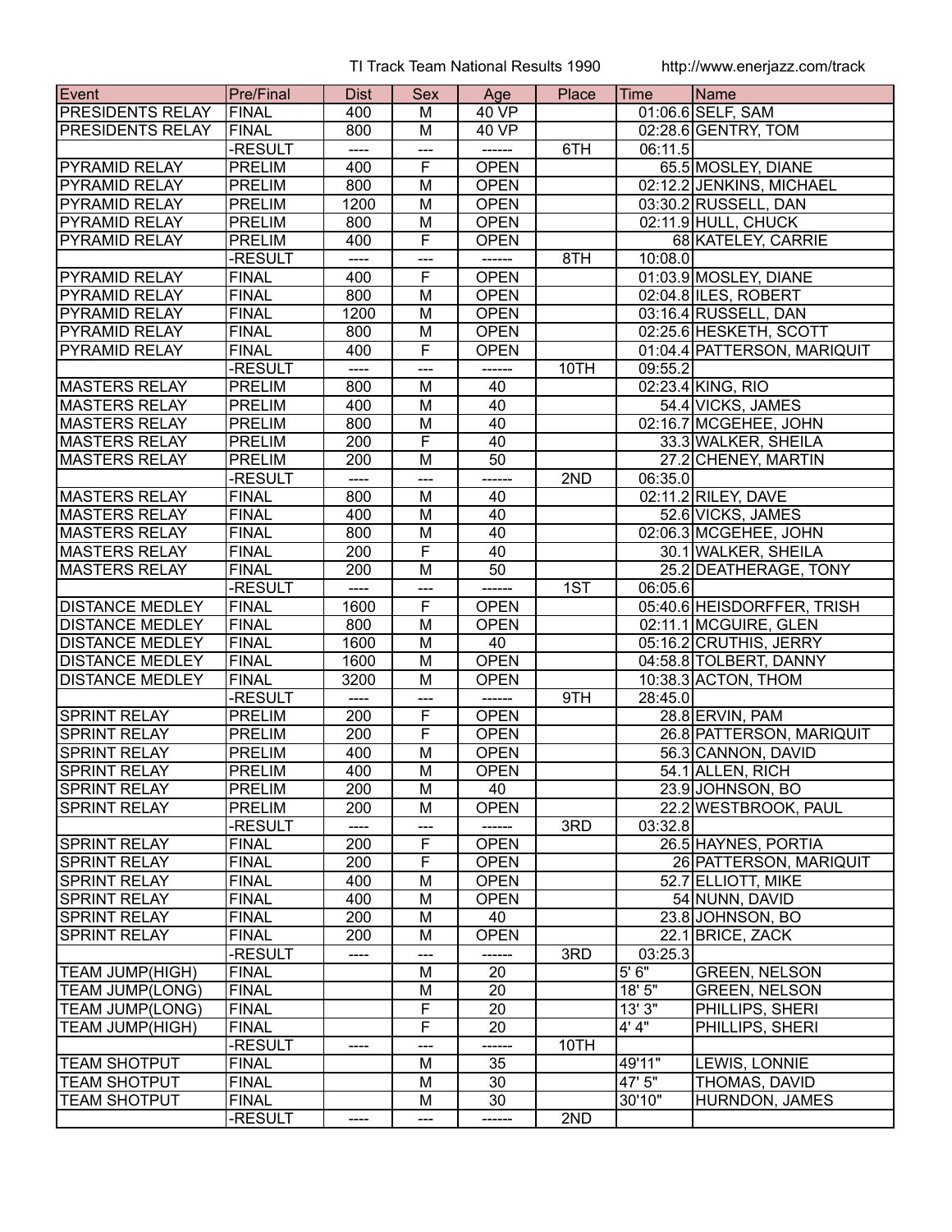| Event | Pre/Final | Dist | Sex | Age | Place | Time | Name |
|---|---|---|---|---|---|---|---|
| PRESIDENTS RELAY | FINAL | 400 | M | 40 VP | | 01:06.6 | SELF, SAM |
| PRESIDENTS RELAY | FINAL | 800 | M | 40 VP | | 02:28.6 | GENTRY, TOM |
| | -RESULT | ---- | --- | ------ | 6TH | 06:11.5 | |
| PYRAMID RELAY | PRELIM | 400 | F | OPEN | | 65.5 | MOSLEY, DIANE |
| PYRAMID RELAY | PRELIM | 800 | M | OPEN | | 02:12.2 | JENKINS, MICHAEL |
| PYRAMID RELAY | PRELIM | 1200 | M | OPEN | | 03:30.2 | RUSSELL, DAN |
| PYRAMID RELAY | PRELIM | 800 | M | OPEN | | 02:11.9 | HULL, CHUCK |
| PYRAMID RELAY | PRELIM | 400 | F | OPEN | | 68 | KATELEY, CARRIE |
| | -RESULT | ---- | --- | ------ | 8TH | 10:08.0 | |
| PYRAMID RELAY | FINAL | 400 | F | OPEN | | 01:03.9 | MOSLEY, DIANE |
| PYRAMID RELAY | FINAL | 800 | M | OPEN | | 02:04.8 | ILES, ROBERT |
| PYRAMID RELAY | FINAL | 1200 | M | OPEN | | 03:16.4 | RUSSELL, DAN |
| PYRAMID RELAY | FINAL | 800 | M | OPEN | | 02:25.6 | HESKETH, SCOTT |
| PYRAMID RELAY | FINAL | 400 | F | OPEN | | 01:04.4 | PATTERSON, MARIQUIT |
| | -RESULT | ---- | --- | ------ | 10TH | 09:55.2 | |
| MASTERS RELAY | PRELIM | 800 | M | 40 | | 02:23.4 | KING, RIO |
| MASTERS RELAY | PRELIM | 400 | M | 40 | | 54.4 | VICKS, JAMES |
| MASTERS RELAY | PRELIM | 800 | M | 40 | | 02:16.7 | MCGEHEE, JOHN |
| MASTERS RELAY | PRELIM | 200 | F | 40 | | 33.3 | WALKER, SHEILA |
| MASTERS RELAY | PRELIM | 200 | M | 50 | | 27.2 | CHENEY, MARTIN |
| | -RESULT | ---- | --- | ------ | 2ND | 06:35.0 | |
| MASTERS RELAY | FINAL | 800 | M | 40 | | 02:11.2 | RILEY, DAVE |
| MASTERS RELAY | FINAL | 400 | M | 40 | | 52.6 | VICKS, JAMES |
| MASTERS RELAY | FINAL | 800 | M | 40 | | 02:06.3 | MCGEHEE, JOHN |
| MASTERS RELAY | FINAL | 200 | F | 40 | | 30.1 | WALKER, SHEILA |
| MASTERS RELAY | FINAL | 200 | M | 50 | | 25.2 | DEATHERAGE, TONY |
| | -RESULT | ---- | --- | ------ | 1ST | 06:05.6 | |
| DISTANCE MEDLEY | FINAL | 1600 | F | OPEN | | 05:40.6 | HEISDORFFER, TRISH |
| DISTANCE MEDLEY | FINAL | 800 | M | OPEN | | 02:11.1 | MCGUIRE, GLEN |
| DISTANCE MEDLEY | FINAL | 1600 | M | 40 | | 05:16.2 | CRUTHIS, JERRY |
| DISTANCE MEDLEY | FINAL | 1600 | M | OPEN | | 04:58.8 | TOLBERT, DANNY |
| DISTANCE MEDLEY | FINAL | 3200 | M | OPEN | | 10:38.3 | ACTON, THOM |
| | -RESULT | ---- | --- | ------ | 9TH | 28:45.0 | |
| SPRINT RELAY | PRELIM | 200 | F | OPEN | | 28.8 | ERVIN, PAM |
| SPRINT RELAY | PRELIM | 200 | F | OPEN | | 26.8 | PATTERSON, MARIQUIT |
| SPRINT RELAY | PRELIM | 400 | M | OPEN | | 56.3 | CANNON, DAVID |
| SPRINT RELAY | PRELIM | 400 | M | OPEN | | 54.1 | ALLEN, RICH |
| SPRINT RELAY | PRELIM | 200 | M | 40 | | 23.9 | JOHNSON, BO |
| SPRINT RELAY | PRELIM | 200 | M | OPEN | | 22.2 | WESTBROOK, PAUL |
| | -RESULT | ---- | --- | ------ | 3RD | 03:32.8 | |
| SPRINT RELAY | FINAL | 200 | F | OPEN | | 26.5 | HAYNES, PORTIA |
| SPRINT RELAY | FINAL | 200 | F | OPEN | | 26 | PATTERSON, MARIQUIT |
| SPRINT RELAY | FINAL | 400 | M | OPEN | | 52.7 | ELLIOTT, MIKE |
| SPRINT RELAY | FINAL | 400 | M | OPEN | | 54 | NUNN, DAVID |
| SPRINT RELAY | FINAL | 200 | M | 40 | | 23.8 | JOHNSON, BO |
| SPRINT RELAY | FINAL | 200 | M | OPEN | | 22.1 | BRICE, ZACK |
| | -RESULT | ---- | --- | ------ | 3RD | 03:25.3 | |
| TEAM JUMP(HIGH) | FINAL | | M | 20 | | 5' 6" | GREEN, NELSON |
| TEAM JUMP(LONG) | FINAL | | M | 20 | | 18' 5" | GREEN, NELSON |
| TEAM JUMP(LONG) | FINAL | | F | 20 | | 13' 3" | PHILLIPS, SHERI |
| TEAM JUMP(HIGH) | FINAL | | F | 20 | | 4' 4" | PHILLIPS, SHERI |
| | -RESULT | ---- | --- | ------ | 10TH | | |
| TEAM SHOTPUT | FINAL | | M | 35 | | 49'11" | LEWIS, LONNIE |
| TEAM SHOTPUT | FINAL | | M | 30 | | 47' 5" | THOMAS, DAVID |
| TEAM SHOTPUT | FINAL | | M | 30 | | 30'10" | HURNDON, JAMES |
| | -RESULT | ---- | --- | ------ | 2ND | | |